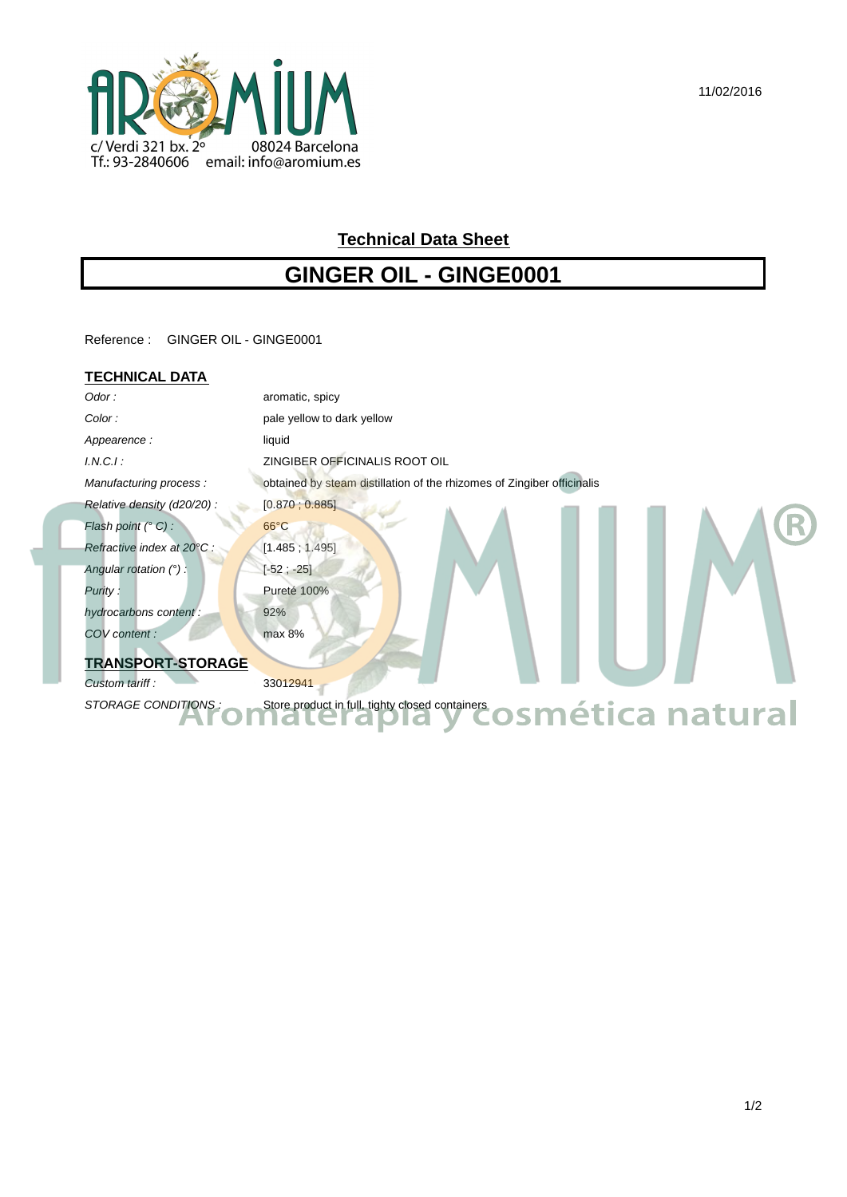c/ Verdi 321 bx. 2º 08024 Barcelona
Tf.: 93-2840606 email: info@aromium.es

11/02/2016

## Technical Data Sheet

# GINGER OIL - GINGE0001

Reference : GINGER OIL - GINGE0001

### TECHNICAL DATA

| | |
|---|---|
| *Odor :* | aromatic, spicy |
| *Color :* | pale yellow to dark yellow |
| *Appearence :* | liquid |
| *I.N.C.I :* | ZINGIBER OFFICINALIS ROOT OIL |
| *Manufacturing process :* | obtained by steam distillation of the rhizomes of Zingiber officinalis |
| *Relative density (d20/20) :* | [0.870 ; 0.885] |
| *Flash point (° C) :* | 66°C |
| *Refractive index at 20°C :* | [1.485 ; 1.495] |
| *Angular rotation (°) :* | [-52 ; -25] |
| *Purity :* | Pureté 100% |
| *hydrocarbons content :* | 92% |
| *COV content :* | max 8% |

### TRANSPORT-STORAGE

| | |
|---|---|
| *Custom tariff :* | 33012941 |
| *STORAGE CONDITIONS :* | Store product in full, tighty closed containers |

Aromaterapia y cosmética natural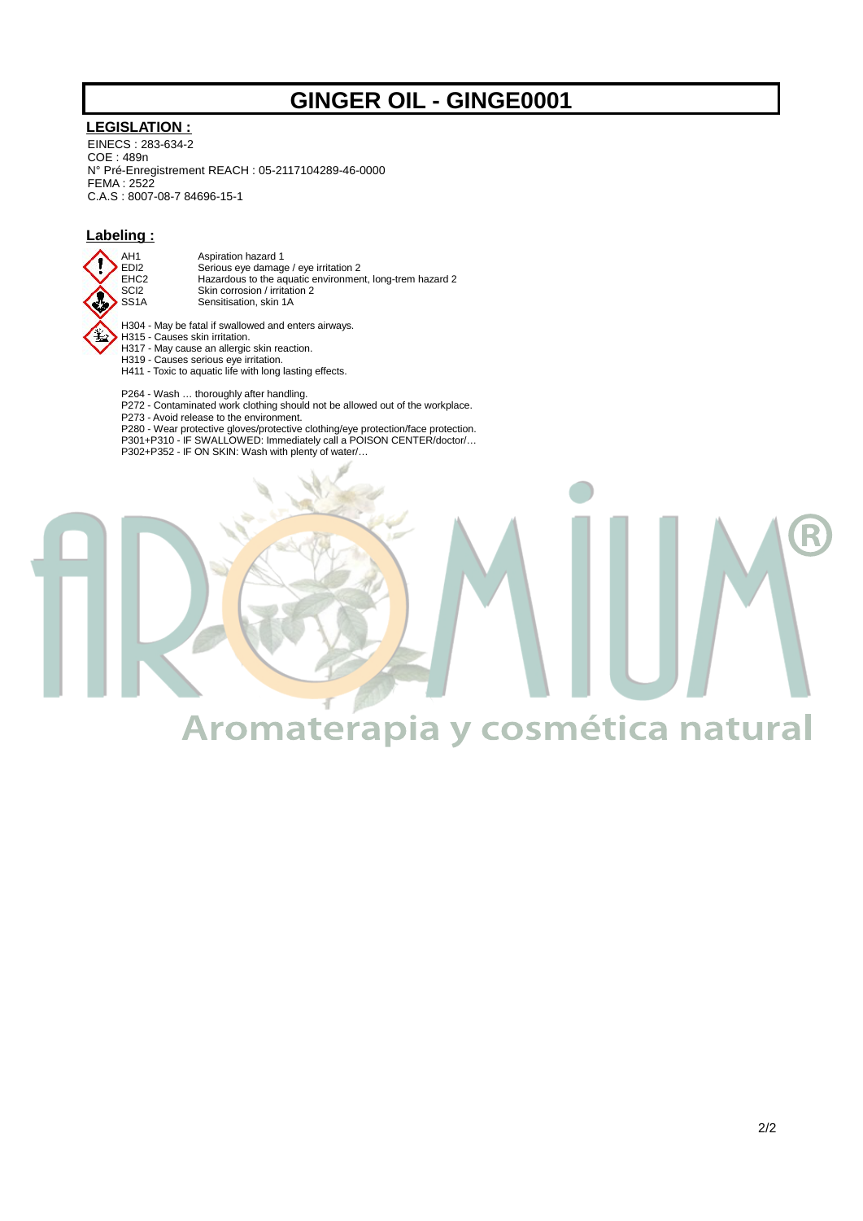# GINGER OIL - GINGE0001

**LEGISLATION :**

EINECS : 283-634-2
COE : 489n
N° Pré-Enregistrement REACH : 05-2117104289-46-0000
FEMA : 2522
C.A.S : 8007-08-7 84696-15-1

**Labeling :**

| | |
|---|---|
| AH1 | Aspiration hazard 1 |
| EDI2 | Serious eye damage / eye irritation 2 |
| EHC2 | Hazardous to the aquatic environment, long-trem hazard 2 |
| SCI2 | Skin corrosion / irritation 2 |
| SS1A | Sensitisation, skin 1A |

H304 - May be fatal if swallowed and enters airways.
H315 - Causes skin irritation.
H317 - May cause an allergic skin reaction.
H319 - Causes serious eye irritation.
H411 - Toxic to aquatic life with long lasting effects.

P264 - Wash … thoroughly after handling.
P272 - Contaminated work clothing should not be allowed out of the workplace.
P273 - Avoid release to the environment.
P280 - Wear protective gloves/protective clothing/eye protection/face protection.
P301+P310 - IF SWALLOWED: Immediately call a POISON CENTER/doctor/…
P302+P352 - IF ON SKIN: Wash with plenty of water/…

AROMIUM®

Aromaterapia y cosmética natural